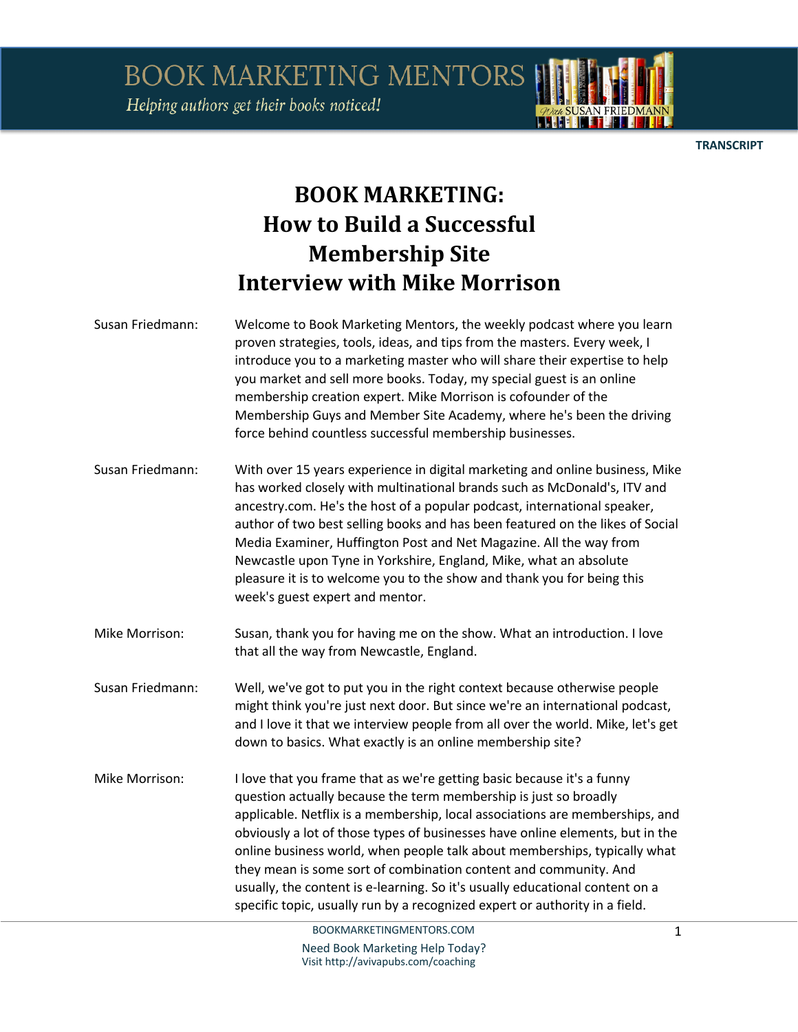TRANSCRIPT

# BOOK MARKETING: How to Build a Successful Membership Site Interview with Mike Morrison

**Susan Friedmann:** Welcome to Book Marketing Mentors, the weekly podcast where you learn proven strategies, tools, ideas, and tips from the masters. Every week, I introduce you to a marketing master who will share their expertise to help you market and sell more books. Today, my special guest is an online membership creation expert. Mike Morrison is cofounder of the Membership Guys and Member Site Academy, where he's been the driving force behind countless successful membership businesses.

**Susan Friedmann:** With over 15 years experience in digital marketing and online business, Mike has worked closely with multinational brands such as McDonald's, ITV and ancestry.com. He's the host of a popular podcast, international speaker, author of two best selling books and has been featured on the likes of Social Media Examiner, Huffington Post and Net Magazine. All the way from Newcastle upon Tyne in Yorkshire, England, Mike, what an absolute pleasure it is to welcome you to the show and thank you for being this week's guest expert and mentor.

**Mike Morrison:** Susan, thank you for having me on the show. What an introduction. I love that all the way from Newcastle, England.

**Susan Friedmann:** Well, we've got to put you in the right context because otherwise people might think you're just next door. But since we're an international podcast, and I love it that we interview people from all over the world. Mike, let's get down to basics. What exactly is an online membership site?

**Mike Morrison:** I love that you frame that as we're getting basic because it's a funny question actually because the term membership is just so broadly applicable. Netflix is a membership, local associations are memberships, and obviously a lot of those types of businesses have online elements, but in the online business world, when people talk about memberships, typically what they mean is some sort of combination content and community. And usually, the content is e-learning. So it's usually educational content on a specific topic, usually run by a recognized expert or authority in a field.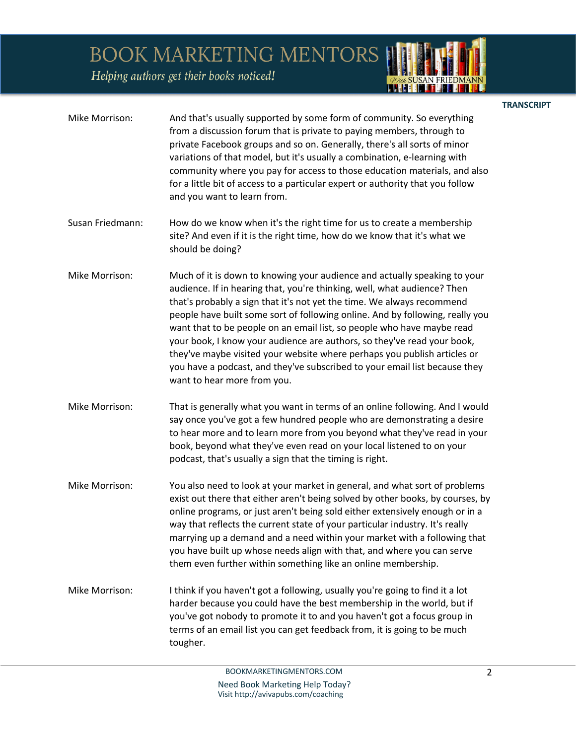**Mike Morrison:** And that's usually supported by some form of community. So everything from a discussion forum that is private to paying members, through to private Facebook groups and so on. Generally, there's all sorts of minor variations of that model, but it's usually a combination, e-learning with community where you pay for access to those education materials, and also for a little bit of access to a particular expert or authority that you follow and you want to learn from.

**Susan Friedmann:** How do we know when it's the right time for us to create a membership site? And even if it is the right time, how do we know that it's what we should be doing?

**Mike Morrison:** Much of it is down to knowing your audience and actually speaking to your audience. If in hearing that, you're thinking, well, what audience? Then that's probably a sign that it's not yet the time. We always recommend people have built some sort of following online. And by following, really you want that to be people on an email list, so people who have maybe read your book, I know your audience are authors, so they've read your book, they've maybe visited your website where perhaps you publish articles or you have a podcast, and they've subscribed to your email list because they want to hear more from you.

**Mike Morrison:** That is generally what you want in terms of an online following. And I would say once you've got a few hundred people who are demonstrating a desire to hear more and to learn more from you beyond what they've read in your book, beyond what they've even read on your local listened to on your podcast, that's usually a sign that the timing is right.

**Mike Morrison:** You also need to look at your market in general, and what sort of problems exist out there that either aren't being solved by other books, by courses, by online programs, or just aren't being sold either extensively enough or in a way that reflects the current state of your particular industry. It's really marrying up a demand and a need within your market with a following that you have built up whose needs align with that, and where you can serve them even further within something like an online membership.

**Mike Morrison:** I think if you haven't got a following, usually you're going to find it a lot harder because you could have the best membership in the world, but if you've got nobody to promote it to and you haven't got a focus group in terms of an email list you can get feedback from, it is going to be much tougher.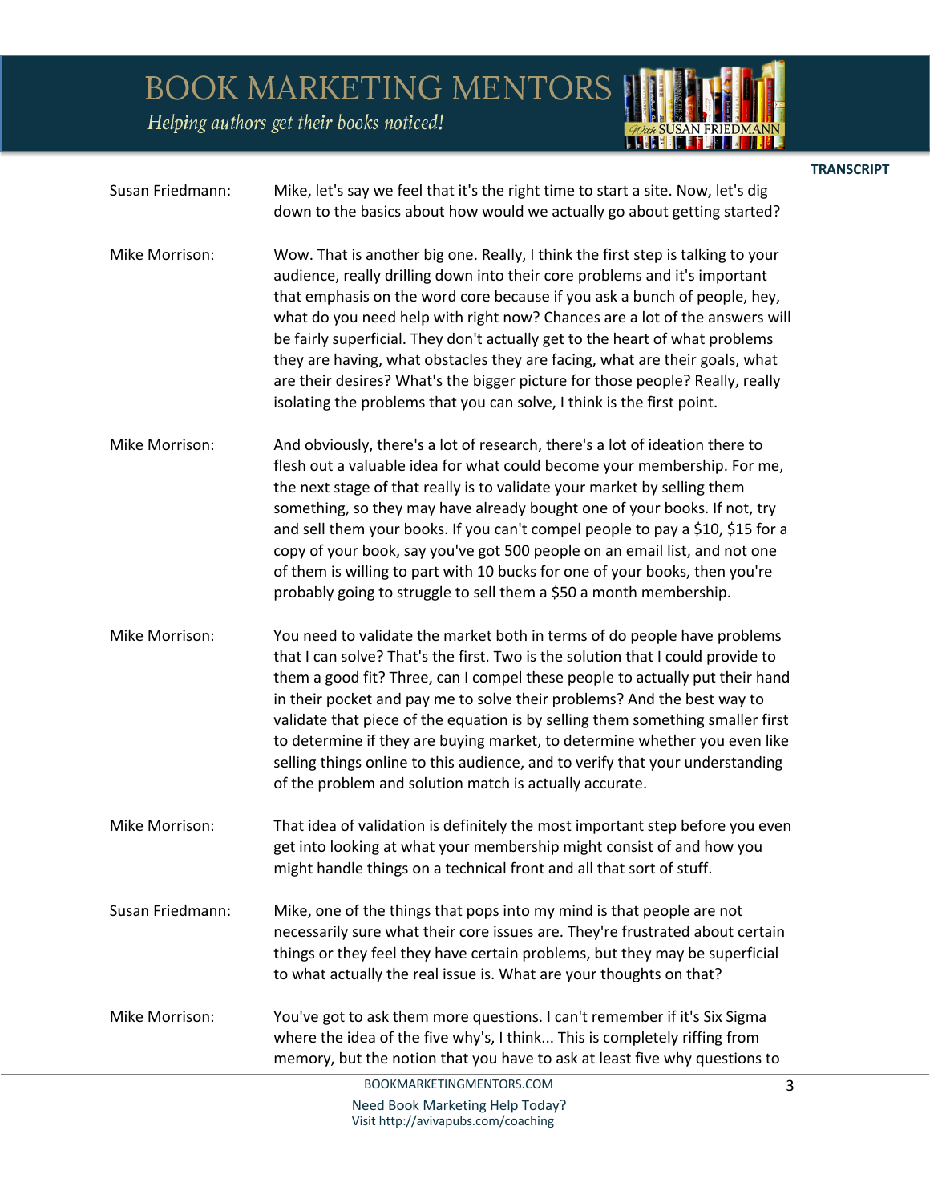**Susan Friedmann:** Mike, let's say we feel that it's the right time to start a site. Now, let's dig down to the basics about how would we actually go about getting started?

**Mike Morrison:** Wow. That is another big one. Really, I think the first step is talking to your audience, really drilling down into their core problems and it's important that emphasis on the word core because if you ask a bunch of people, hey, what do you need help with right now? Chances are a lot of the answers will be fairly superficial. They don't actually get to the heart of what problems they are having, what obstacles they are facing, what are their goals, what are their desires? What's the bigger picture for those people? Really, really isolating the problems that you can solve, I think is the first point.

**Mike Morrison:** And obviously, there's a lot of research, there's a lot of ideation there to flesh out a valuable idea for what could become your membership. For me, the next stage of that really is to validate your market by selling them something, so they may have already bought one of your books. If not, try and sell them your books. If you can't compel people to pay a $10, $15 for a copy of your book, say you've got 500 people on an email list, and not one of them is willing to part with 10 bucks for one of your books, then you're probably going to struggle to sell them a $50 a month membership.

**Mike Morrison:** You need to validate the market both in terms of do people have problems that I can solve? That's the first. Two is the solution that I could provide to them a good fit? Three, can I compel these people to actually put their hand in their pocket and pay me to solve their problems? And the best way to validate that piece of the equation is by selling them something smaller first to determine if they are buying market, to determine whether you even like selling things online to this audience, and to verify that your understanding of the problem and solution match is actually accurate.

**Mike Morrison:** That idea of validation is definitely the most important step before you even get into looking at what your membership might consist of and how you might handle things on a technical front and all that sort of stuff.

**Susan Friedmann:** Mike, one of the things that pops into my mind is that people are not necessarily sure what their core issues are. They're frustrated about certain things or they feel they have certain problems, but they may be superficial to what actually the real issue is. What are your thoughts on that?

**Mike Morrison:** You've got to ask them more questions. I can't remember if it's Six Sigma where the idea of the five why's, I think... This is completely riffing from memory, but the notion that you have to ask at least five why questions to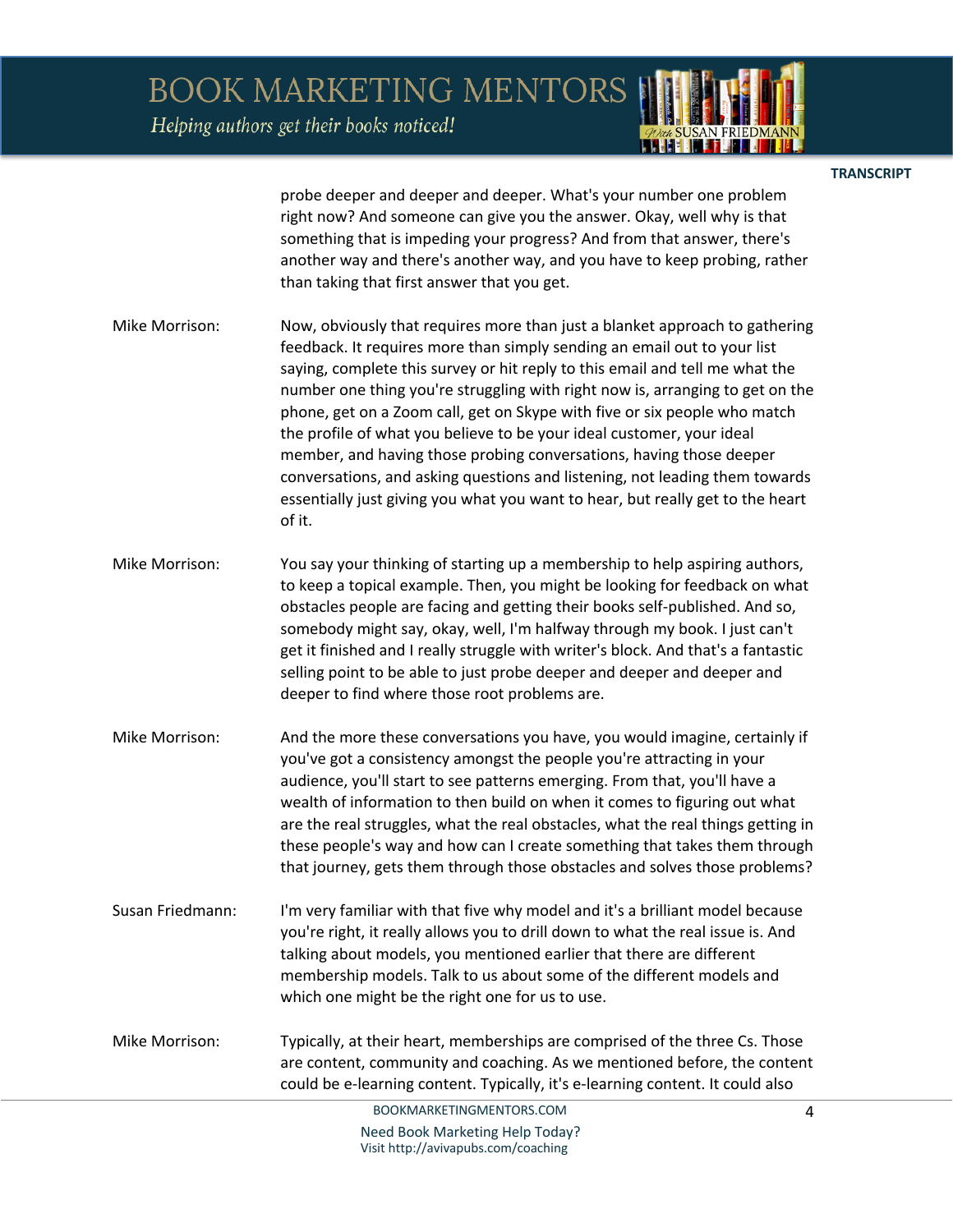probe deeper and deeper and deeper. What's your number one problem right now? And someone can give you the answer. Okay, well why is that something that is impeding your progress? And from that answer, there's another way and there's another way, and you have to keep probing, rather than taking that first answer that you get.

Mike Morrison: Now, obviously that requires more than just a blanket approach to gathering feedback. It requires more than simply sending an email out to your list saying, complete this survey or hit reply to this email and tell me what the number one thing you're struggling with right now is, arranging to get on the phone, get on a Zoom call, get on Skype with five or six people who match the profile of what you believe to be your ideal customer, your ideal member, and having those probing conversations, having those deeper conversations, and asking questions and listening, not leading them towards essentially just giving you what you want to hear, but really get to the heart of it.

Mike Morrison: You say your thinking of starting up a membership to help aspiring authors, to keep a topical example. Then, you might be looking for feedback on what obstacles people are facing and getting their books self-published. And so, somebody might say, okay, well, I'm halfway through my book. I just can't get it finished and I really struggle with writer's block. And that's a fantastic selling point to be able to just probe deeper and deeper and deeper and deeper to find where those root problems are.

Mike Morrison: And the more these conversations you have, you would imagine, certainly if you've got a consistency amongst the people you're attracting in your audience, you'll start to see patterns emerging. From that, you'll have a wealth of information to then build on when it comes to figuring out what are the real struggles, what the real obstacles, what the real things getting in these people's way and how can I create something that takes them through that journey, gets them through those obstacles and solves those problems?

Susan Friedmann: I'm very familiar with that five why model and it's a brilliant model because you're right, it really allows you to drill down to what the real issue is. And talking about models, you mentioned earlier that there are different membership models. Talk to us about some of the different models and which one might be the right one for us to use.

Mike Morrison: Typically, at their heart, memberships are comprised of the three Cs. Those are content, community and coaching. As we mentioned before, the content could be e-learning content. Typically, it's e-learning content. It could also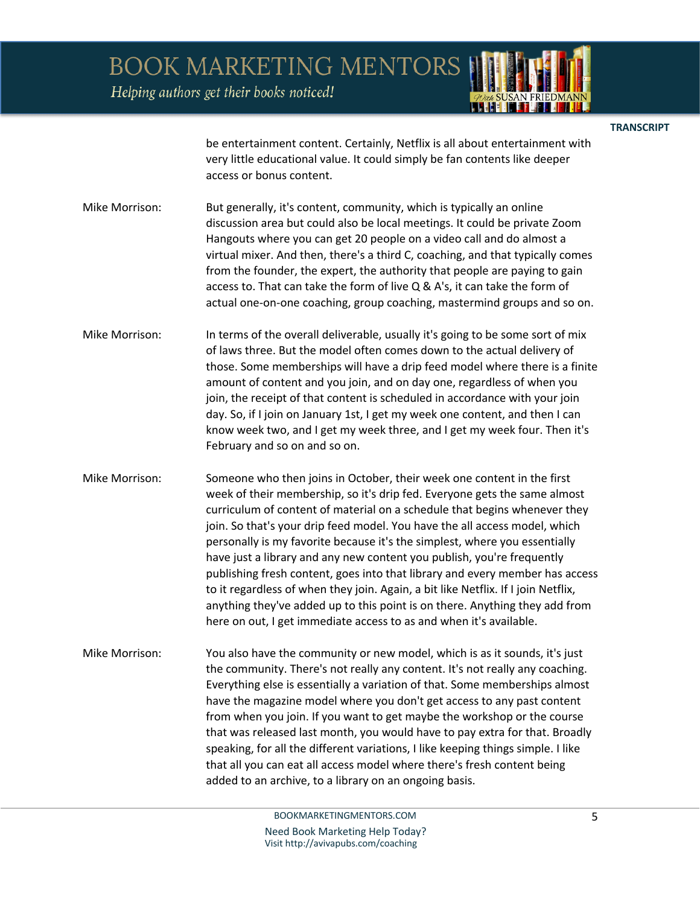be entertainment content. Certainly, Netflix is all about entertainment with very little educational value. It could simply be fan contents like deeper access or bonus content.

Mike Morrison: But generally, it's content, community, which is typically an online discussion area but could also be local meetings. It could be private Zoom Hangouts where you can get 20 people on a video call and do almost a virtual mixer. And then, there's a third C, coaching, and that typically comes from the founder, the expert, the authority that people are paying to gain access to. That can take the form of live Q & A's, it can take the form of actual one-on-one coaching, group coaching, mastermind groups and so on.

Mike Morrison: In terms of the overall deliverable, usually it's going to be some sort of mix of laws three. But the model often comes down to the actual delivery of those. Some memberships will have a drip feed model where there is a finite amount of content and you join, and on day one, regardless of when you join, the receipt of that content is scheduled in accordance with your join day. So, if I join on January 1st, I get my week one content, and then I can know week two, and I get my week three, and I get my week four. Then it's February and so on and so on.

Mike Morrison: Someone who then joins in October, their week one content in the first week of their membership, so it's drip fed. Everyone gets the same almost curriculum of content of material on a schedule that begins whenever they join. So that's your drip feed model. You have the all access model, which personally is my favorite because it's the simplest, where you essentially have just a library and any new content you publish, you're frequently publishing fresh content, goes into that library and every member has access to it regardless of when they join. Again, a bit like Netflix. If I join Netflix, anything they've added up to this point is on there. Anything they add from here on out, I get immediate access to as and when it's available.

Mike Morrison: You also have the community or new model, which is as it sounds, it's just the community. There's not really any content. It's not really any coaching. Everything else is essentially a variation of that. Some memberships almost have the magazine model where you don't get access to any past content from when you join. If you want to get maybe the workshop or the course that was released last month, you would have to pay extra for that. Broadly speaking, for all the different variations, I like keeping things simple. I like that all you can eat all access model where there's fresh content being added to an archive, to a library on an ongoing basis.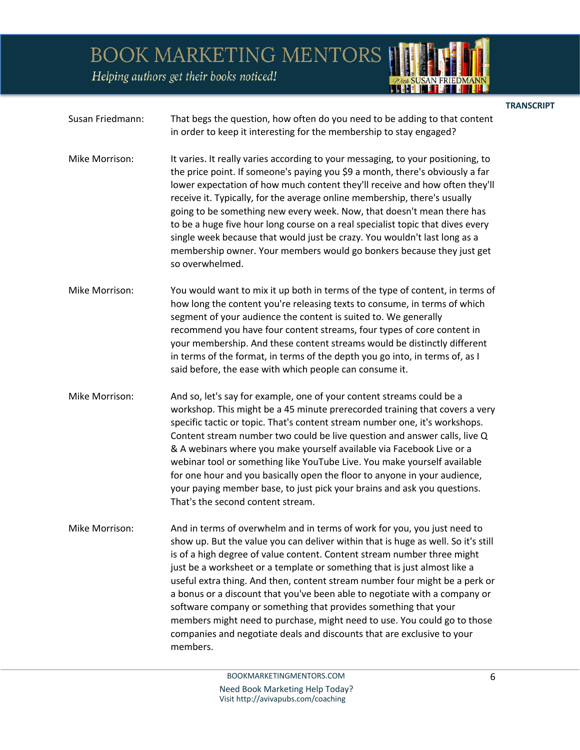**Susan Friedmann:** That begs the question, how often do you need to be adding to that content in order to keep it interesting for the membership to stay engaged?

**Mike Morrison:** It varies. It really varies according to your messaging, to your positioning, to the price point. If someone's paying you $9 a month, there's obviously a far lower expectation of how much content they'll receive and how often they'll receive it. Typically, for the average online membership, there's usually going to be something new every week. Now, that doesn't mean there has to be a huge five hour long course on a real specialist topic that dives every single week because that would just be crazy. You wouldn't last long as a membership owner. Your members would go bonkers because they just get so overwhelmed.

**Mike Morrison:** You would want to mix it up both in terms of the type of content, in terms of how long the content you're releasing texts to consume, in terms of which segment of your audience the content is suited to. We generally recommend you have four content streams, four types of core content in your membership. And these content streams would be distinctly different in terms of the format, in terms of the depth you go into, in terms of, as I said before, the ease with which people can consume it.

**Mike Morrison:** And so, let's say for example, one of your content streams could be a workshop. This might be a 45 minute prerecorded training that covers a very specific tactic or topic. That's content stream number one, it's workshops. Content stream number two could be live question and answer calls, live Q & A webinars where you make yourself available via Facebook Live or a webinar tool or something like YouTube Live. You make yourself available for one hour and you basically open the floor to anyone in your audience, your paying member base, to just pick your brains and ask you questions. That's the second content stream.

**Mike Morrison:** And in terms of overwhelm and in terms of work for you, you just need to show up. But the value you can deliver within that is huge as well. So it's still is of a high degree of value content. Content stream number three might just be a worksheet or a template or something that is just almost like a useful extra thing. And then, content stream number four might be a perk or a bonus or a discount that you've been able to negotiate with a company or software company or something that provides something that your members might need to purchase, might need to use. You could go to those companies and negotiate deals and discounts that are exclusive to your members.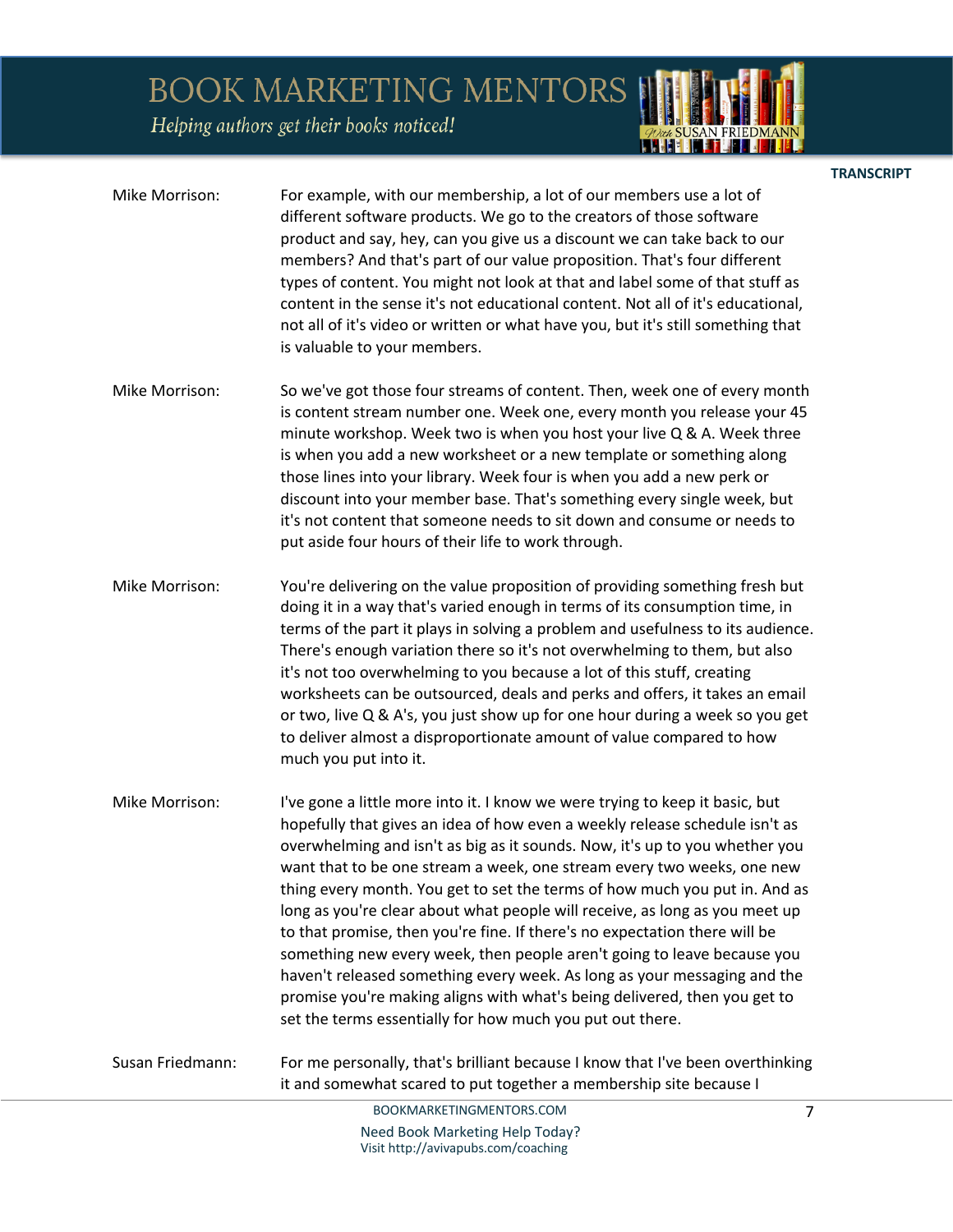**Mike Morrison:** For example, with our membership, a lot of our members use a lot of different software products. We go to the creators of those software product and say, hey, can you give us a discount we can take back to our members? And that's part of our value proposition. That's four different types of content. You might not look at that and label some of that stuff as content in the sense it's not educational content. Not all of it's educational, not all of it's video or written or what have you, but it's still something that is valuable to your members.

**Mike Morrison:** So we've got those four streams of content. Then, week one of every month is content stream number one. Week one, every month you release your 45 minute workshop. Week two is when you host your live Q & A. Week three is when you add a new worksheet or a new template or something along those lines into your library. Week four is when you add a new perk or discount into your member base. That's something every single week, but it's not content that someone needs to sit down and consume or needs to put aside four hours of their life to work through.

**Mike Morrison:** You're delivering on the value proposition of providing something fresh but doing it in a way that's varied enough in terms of its consumption time, in terms of the part it plays in solving a problem and usefulness to its audience. There's enough variation there so it's not overwhelming to them, but also it's not too overwhelming to you because a lot of this stuff, creating worksheets can be outsourced, deals and perks and offers, it takes an email or two, live Q & A's, you just show up for one hour during a week so you get to deliver almost a disproportionate amount of value compared to how much you put into it.

**Mike Morrison:** I've gone a little more into it. I know we were trying to keep it basic, but hopefully that gives an idea of how even a weekly release schedule isn't as overwhelming and isn't as big as it sounds. Now, it's up to you whether you want that to be one stream a week, one stream every two weeks, one new thing every month. You get to set the terms of how much you put in. And as long as you're clear about what people will receive, as long as you meet up to that promise, then you're fine. If there's no expectation there will be something new every week, then people aren't going to leave because you haven't released something every week. As long as your messaging and the promise you're making aligns with what's being delivered, then you get to set the terms essentially for how much you put out there.

**Susan Friedmann:** For me personally, that's brilliant because I know that I've been overthinking it and somewhat scared to put together a membership site because I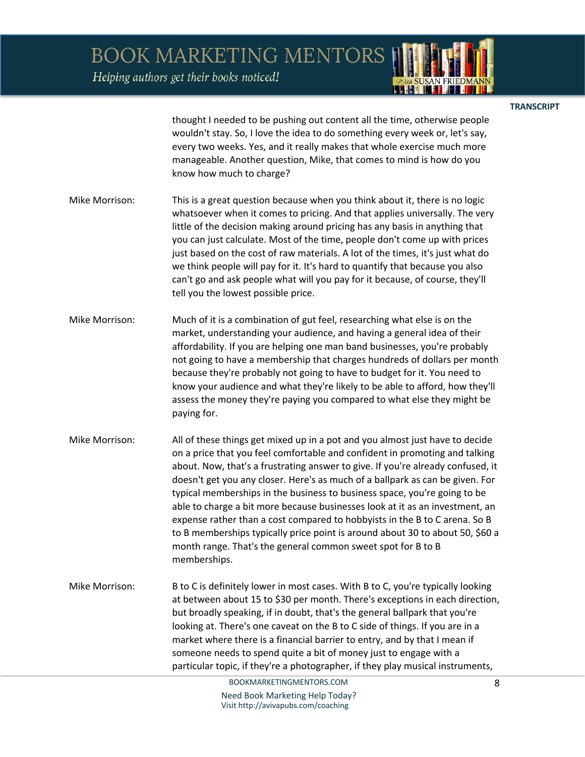thought I needed to be pushing out content all the time, otherwise people wouldn't stay. So, I love the idea to do something every week or, let's say, every two weeks. Yes, and it really makes that whole exercise much more manageable. Another question, Mike, that comes to mind is how do you know how much to charge?

**Mike Morrison:** This is a great question because when you think about it, there is no logic whatsoever when it comes to pricing. And that applies universally. The very little of the decision making around pricing has any basis in anything that you can just calculate. Most of the time, people don't come up with prices just based on the cost of raw materials. A lot of the times, it's just what do we think people will pay for it. It's hard to quantify that because you also can't go and ask people what will you pay for it because, of course, they'll tell you the lowest possible price.

**Mike Morrison:** Much of it is a combination of gut feel, researching what else is on the market, understanding your audience, and having a general idea of their affordability. If you are helping one man band businesses, you're probably not going to have a membership that charges hundreds of dollars per month because they're probably not going to have to budget for it. You need to know your audience and what they're likely to be able to afford, how they'll assess the money they're paying you compared to what else they might be paying for.

**Mike Morrison:** All of these things get mixed up in a pot and you almost just have to decide on a price that you feel comfortable and confident in promoting and talking about. Now, that's a frustrating answer to give. If you're already confused, it doesn't get you any closer. Here's as much of a ballpark as can be given. For typical memberships in the business to business space, you're going to be able to charge a bit more because businesses look at it as an investment, an expense rather than a cost compared to hobbyists in the B to C arena. So B to B memberships typically price point is around about 30 to about 50, $60 a month range. That's the general common sweet spot for B to B memberships.

**Mike Morrison:** B to C is definitely lower in most cases. With B to C, you're typically looking at between about 15 to $30 per month. There's exceptions in each direction, but broadly speaking, if in doubt, that's the general ballpark that you're looking at. There's one caveat on the B to C side of things. If you are in a market where there is a financial barrier to entry, and by that I mean if someone needs to spend quite a bit of money just to engage with a particular topic, if they're a photographer, if they play musical instruments,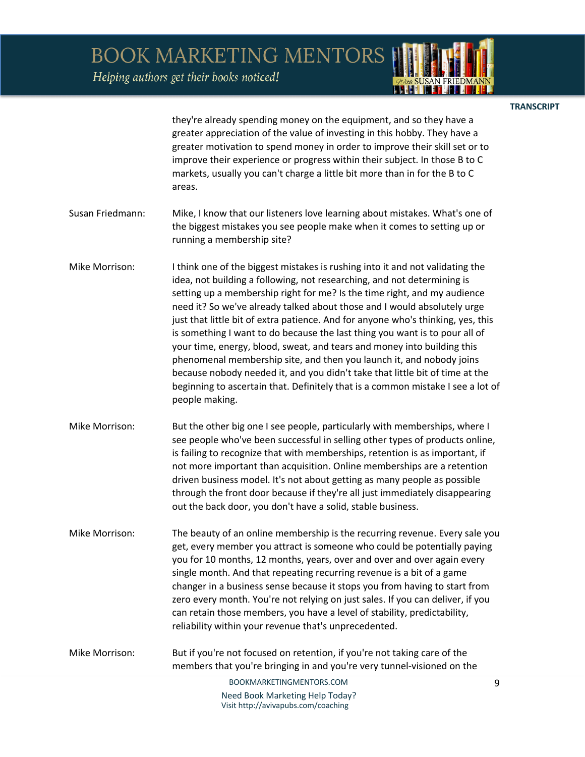they're already spending money on the equipment, and so they have a greater appreciation of the value of investing in this hobby. They have a greater motivation to spend money in order to improve their skill set or to improve their experience or progress within their subject. In those B to C markets, usually you can't charge a little bit more than in for the B to C areas.

Susan Friedmann: Mike, I know that our listeners love learning about mistakes. What's one of the biggest mistakes you see people make when it comes to setting up or running a membership site?

Mike Morrison: I think one of the biggest mistakes is rushing into it and not validating the idea, not building a following, not researching, and not determining is setting up a membership right for me? Is the time right, and my audience need it? So we've already talked about those and I would absolutely urge just that little bit of extra patience. And for anyone who's thinking, yes, this is something I want to do because the last thing you want is to pour all of your time, energy, blood, sweat, and tears and money into building this phenomenal membership site, and then you launch it, and nobody joins because nobody needed it, and you didn't take that little bit of time at the beginning to ascertain that. Definitely that is a common mistake I see a lot of people making.

Mike Morrison: But the other big one I see people, particularly with memberships, where I see people who've been successful in selling other types of products online, is failing to recognize that with memberships, retention is as important, if not more important than acquisition. Online memberships are a retention driven business model. It's not about getting as many people as possible through the front door because if they're all just immediately disappearing out the back door, you don't have a solid, stable business.

Mike Morrison: The beauty of an online membership is the recurring revenue. Every sale you get, every member you attract is someone who could be potentially paying you for 10 months, 12 months, years, over and over and over again every single month. And that repeating recurring revenue is a bit of a game changer in a business sense because it stops you from having to start from zero every month. You're not relying on just sales. If you can deliver, if you can retain those members, you have a level of stability, predictability, reliability within your revenue that's unprecedented.

Mike Morrison: But if you're not focused on retention, if you're not taking care of the members that you're bringing in and you're very tunnel-visioned on the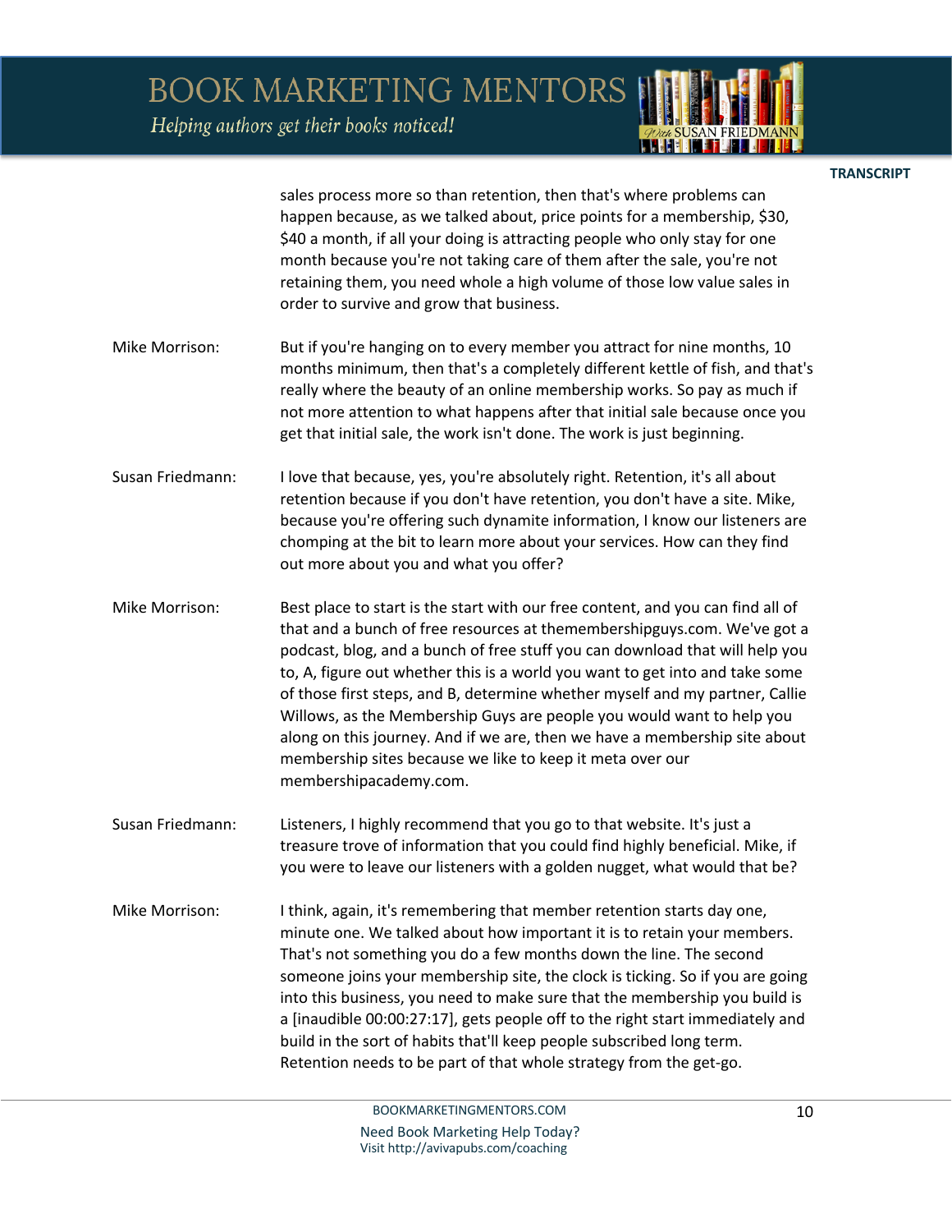sales process more so than retention, then that's where problems can happen because, as we talked about, price points for a membership, $30, $40 a month, if all your doing is attracting people who only stay for one month because you're not taking care of them after the sale, you're not retaining them, you need whole a high volume of those low value sales in order to survive and grow that business.

**Mike Morrison:** But if you're hanging on to every member you attract for nine months, 10 months minimum, then that's a completely different kettle of fish, and that's really where the beauty of an online membership works. So pay as much if not more attention to what happens after that initial sale because once you get that initial sale, the work isn't done. The work is just beginning.

**Susan Friedmann:** I love that because, yes, you're absolutely right. Retention, it's all about retention because if you don't have retention, you don't have a site. Mike, because you're offering such dynamite information, I know our listeners are chomping at the bit to learn more about your services. How can they find out more about you and what you offer?

**Mike Morrison:** Best place to start is the start with our free content, and you can find all of that and a bunch of free resources at themembershipguys.com. We've got a podcast, blog, and a bunch of free stuff you can download that will help you to, A, figure out whether this is a world you want to get into and take some of those first steps, and B, determine whether myself and my partner, Callie Willows, as the Membership Guys are people you would want to help you along on this journey. And if we are, then we have a membership site about membership sites because we like to keep it meta over our membershipacademy.com.

**Susan Friedmann:** Listeners, I highly recommend that you go to that website. It's just a treasure trove of information that you could find highly beneficial. Mike, if you were to leave our listeners with a golden nugget, what would that be?

**Mike Morrison:** I think, again, it's remembering that member retention starts day one, minute one. We talked about how important it is to retain your members. That's not something you do a few months down the line. The second someone joins your membership site, the clock is ticking. So if you are going into this business, you need to make sure that the membership you build is a [inaudible 00:00:27:17], gets people off to the right start immediately and build in the sort of habits that'll keep people subscribed long term. Retention needs to be part of that whole strategy from the get-go.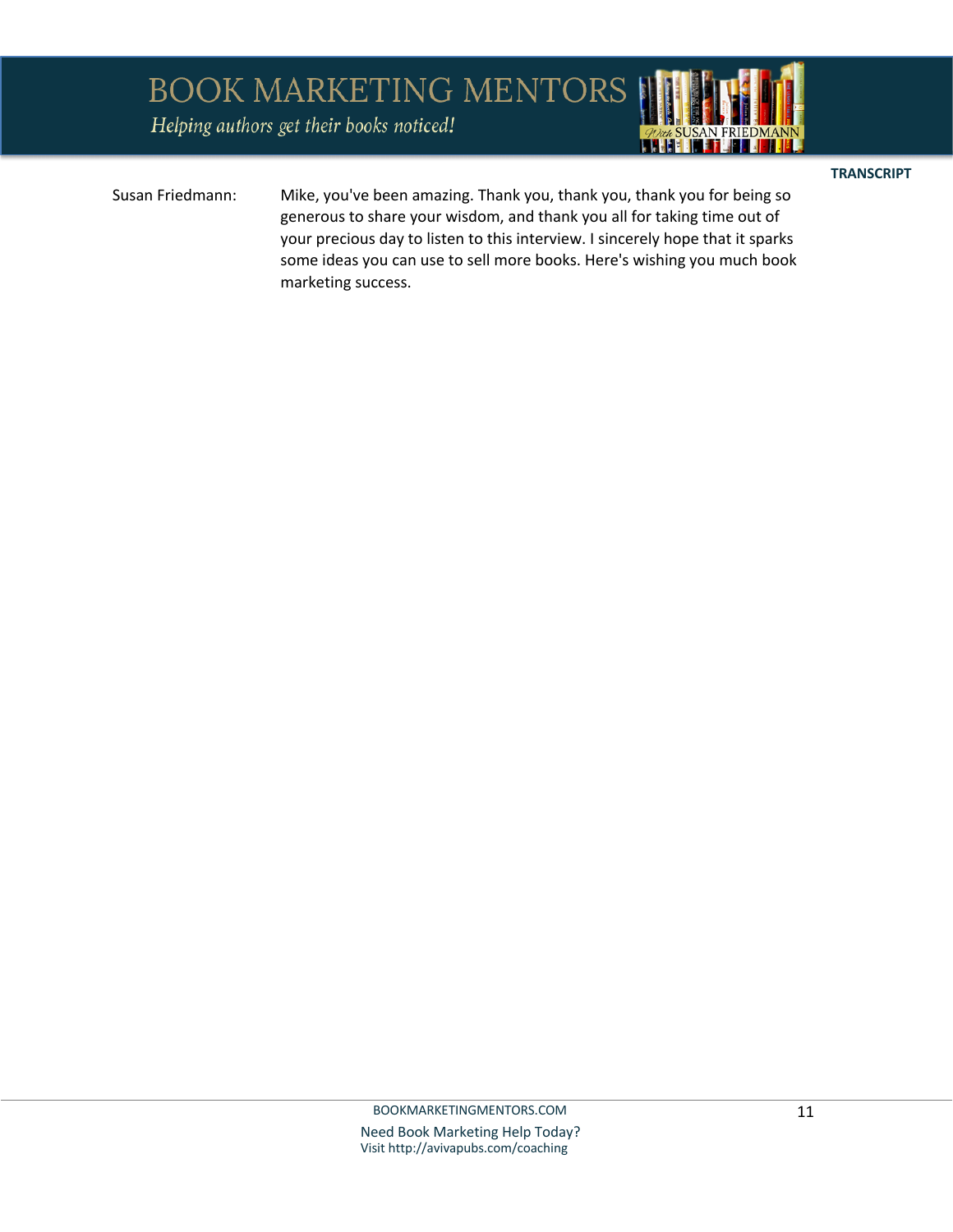Susan Friedmann: Mike, you've been amazing. Thank you, thank you, thank you for being so generous to share your wisdom, and thank you all for taking time out of your precious day to listen to this interview. I sincerely hope that it sparks some ideas you can use to sell more books. Here's wishing you much book marketing success.